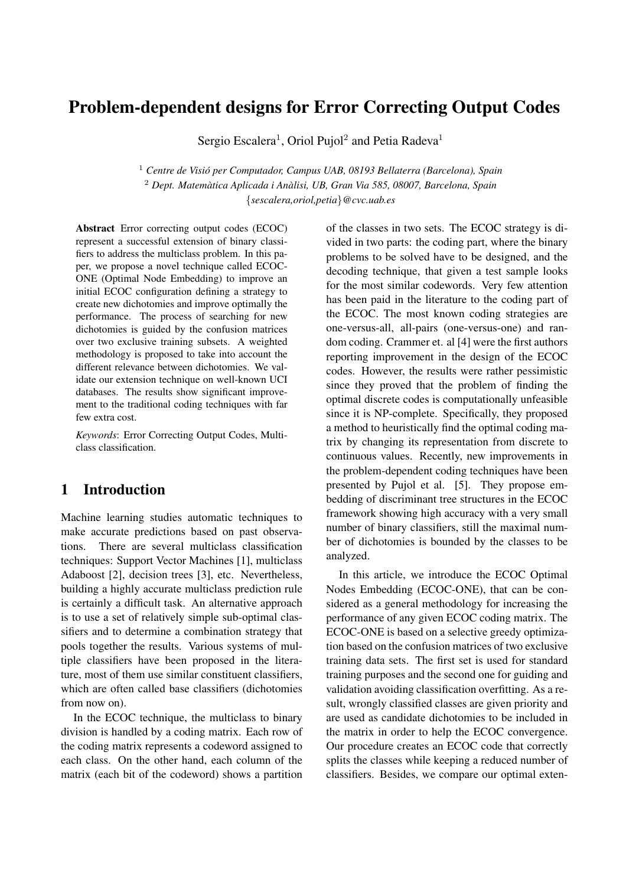# Problem-dependent designs for Error Correcting Output Codes

Sergio Escalera[1], Oriol Pujol[2] and Petia Radeva[1]

[1] *Centre de Visió per Computador, Campus UAB, 08193 Bellaterra (Barcelona), Spain*
[2] *Dept. Matemàtica Aplicada i Anàlisi, UB, Gran Via 585, 08007, Barcelona, Spain*
*{sescalera,oriol,petia}@cvc.uab.es*

**Abstract** Error correcting output codes (ECOC) represent a successful extension of binary classifiers to address the multiclass problem. In this paper, we propose a novel technique called ECOC-ONE (Optimal Node Embedding) to improve an initial ECOC configuration defining a strategy to create new dichotomies and improve optimally the performance. The process of searching for new dichotomies is guided by the confusion matrices over two exclusive training subsets. A weighted methodology is proposed to take into account the different relevance between dichotomies. We validate our extension technique on well-known UCI databases. The results show significant improvement to the traditional coding techniques with far few extra cost.

*Keywords*: Error Correcting Output Codes, Multiclass classification.

## 1 Introduction

Machine learning studies automatic techniques to make accurate predictions based on past observations. There are several multiclass classification techniques: Support Vector Machines [1], multiclass Adaboost [2], decision trees [3], etc. Nevertheless, building a highly accurate multiclass prediction rule is certainly a difficult task. An alternative approach is to use a set of relatively simple sub-optimal classifiers and to determine a combination strategy that pools together the results. Various systems of multiple classifiers have been proposed in the literature, most of them use similar constituent classifiers, which are often called base classifiers (dichotomies from now on).

In the ECOC technique, the multiclass to binary division is handled by a coding matrix. Each row of the coding matrix represents a codeword assigned to each class. On the other hand, each column of the matrix (each bit of the codeword) shows a partition of the classes in two sets. The ECOC strategy is divided in two parts: the coding part, where the binary problems to be solved have to be designed, and the decoding technique, that given a test sample looks for the most similar codewords. Very few attention has been paid in the literature to the coding part of the ECOC. The most known coding strategies are one-versus-all, all-pairs (one-versus-one) and random coding. Crammer et. al [4] were the first authors reporting improvement in the design of the ECOC codes. However, the results were rather pessimistic since they proved that the problem of finding the optimal discrete codes is computationally unfeasible since it is NP-complete. Specifically, they proposed a method to heuristically find the optimal coding matrix by changing its representation from discrete to continuous values. Recently, new improvements in the problem-dependent coding techniques have been presented by Pujol et al. [5]. They propose embedding of discriminant tree structures in the ECOC framework showing high accuracy with a very small number of binary classifiers, still the maximal number of dichotomies is bounded by the classes to be analyzed.

In this article, we introduce the ECOC Optimal Nodes Embedding (ECOC-ONE), that can be considered as a general methodology for increasing the performance of any given ECOC coding matrix. The ECOC-ONE is based on a selective greedy optimization based on the confusion matrices of two exclusive training data sets. The first set is used for standard training purposes and the second one for guiding and validation avoiding classification overfitting. As a result, wrongly classified classes are given priority and are used as candidate dichotomies to be included in the matrix in order to help the ECOC convergence. Our procedure creates an ECOC code that correctly splits the classes while keeping a reduced number of classifiers. Besides, we compare our optimal exten-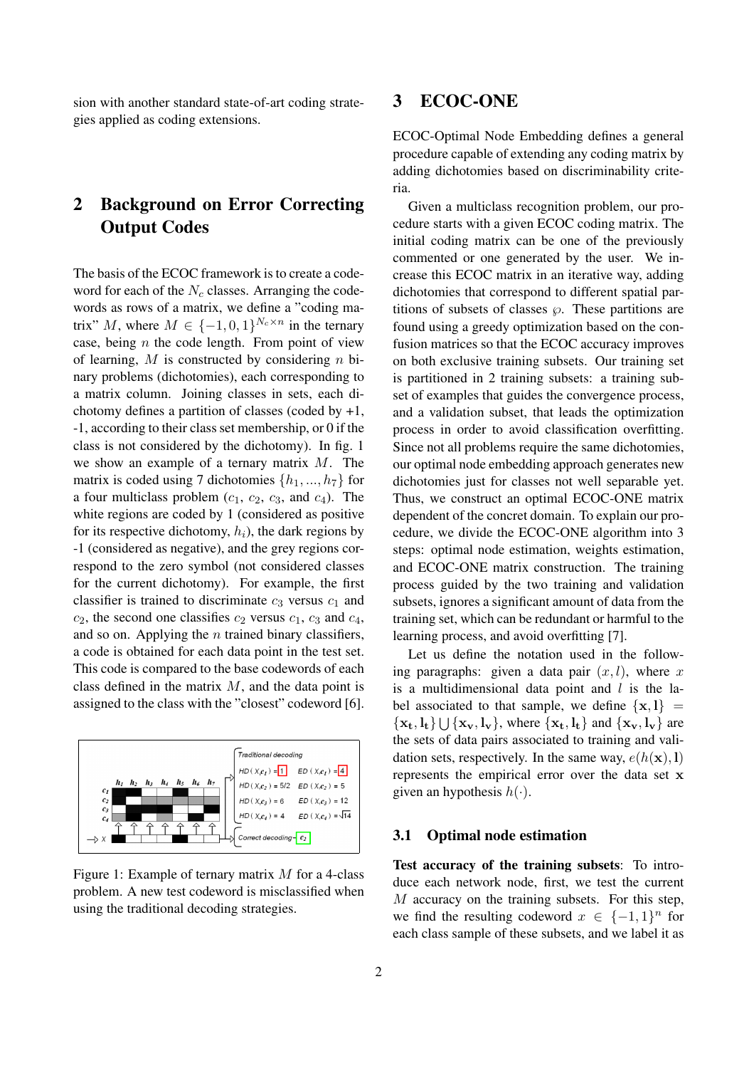sion with another standard state-of-art coding strategies applied as coding extensions.

## 2 Background on Error Correcting Output Codes

The basis of the ECOC framework is to create a codeword for each of the $N_c$ classes. Arranging the codewords as rows of a matrix, we define a "coding matrix" $M$, where $M \in \{-1, 0, 1\}^{N_c \times n}$ in the ternary case, being $n$ the code length. From point of view of learning, $M$ is constructed by considering $n$ binary problems (dichotomies), each corresponding to a matrix column. Joining classes in sets, each dichotomy defines a partition of classes (coded by +1, -1, according to their class set membership, or 0 if the class is not considered by the dichotomy). In fig. 1 we show an example of a ternary matrix $M$. The matrix is coded using 7 dichotomies $\{h_1, ..., h_7\}$ for a four multiclass problem ($c_1$, $c_2$, $c_3$, and $c_4$). The white regions are coded by 1 (considered as positive for its respective dichotomy, $h_i$), the dark regions by -1 (considered as negative), and the grey regions correspond to the zero symbol (not considered classes for the current dichotomy). For example, the first classifier is trained to discriminate $c_3$ versus $c_1$ and $c_2$, the second one classifies $c_2$ versus $c_1$, $c_3$ and $c_4$, and so on. Applying the $n$ trained binary classifiers, a code is obtained for each data point in the test set. This code is compared to the base codewords of each class defined in the matrix $M$, and the data point is assigned to the class with the "closest" codeword [6].

Figure 1: Example of ternary matrix $M$ for a 4-class problem. A new test codeword is misclassified when using the traditional decoding strategies.

## 3 ECOC-ONE

ECOC-Optimal Node Embedding defines a general procedure capable of extending any coding matrix by adding dichotomies based on discriminability criteria.

Given a multiclass recognition problem, our procedure starts with a given ECOC coding matrix. The initial coding matrix can be one of the previously commented or one generated by the user. We increase this ECOC matrix in an iterative way, adding dichotomies that correspond to different spatial partitions of subsets of classes $\wp$. These partitions are found using a greedy optimization based on the confusion matrices so that the ECOC accuracy improves on both exclusive training subsets. Our training set is partitioned in 2 training subsets: a training subset of examples that guides the convergence process, and a validation subset, that leads the optimization process in order to avoid classification overfitting. Since not all problems require the same dichotomies, our optimal node embedding approach generates new dichotomies just for classes not well separable yet. Thus, we construct an optimal ECOC-ONE matrix dependent of the concret domain. To explain our procedure, we divide the ECOC-ONE algorithm into 3 steps: optimal node estimation, weights estimation, and ECOC-ONE matrix construction. The training process guided by the two training and validation subsets, ignores a significant amount of data from the training set, which can be redundant or harmful to the learning process, and avoid overfitting [7].

Let us define the notation used in the following paragraphs: given a data pair $(x, l)$, where $x$ is a multidimensional data point and $l$ is the label associated to that sample, we define $\{\mathbf{x}, \mathbf{l}\} = \{\mathbf{x_t}, \mathbf{l_t}\} \bigcup \{\mathbf{x_v}, \mathbf{l_v}\}$, where $\{\mathbf{x_t}, \mathbf{l_t}\}$ and $\{\mathbf{x_v}, \mathbf{l_v}\}$ are the sets of data pairs associated to training and validation sets, respectively. In the same way, $e(h(\mathbf{x}), \mathbf{l})$ represents the empirical error over the data set $\mathbf{x}$ given an hypothesis $h(\cdot)$.

### 3.1 Optimal node estimation

**Test accuracy of the training subsets**: To introduce each network node, first, we test the current $M$ accuracy on the training subsets. For this step, we find the resulting codeword $x \in \{-1, 1\}^n$ for each class sample of these subsets, and we label it as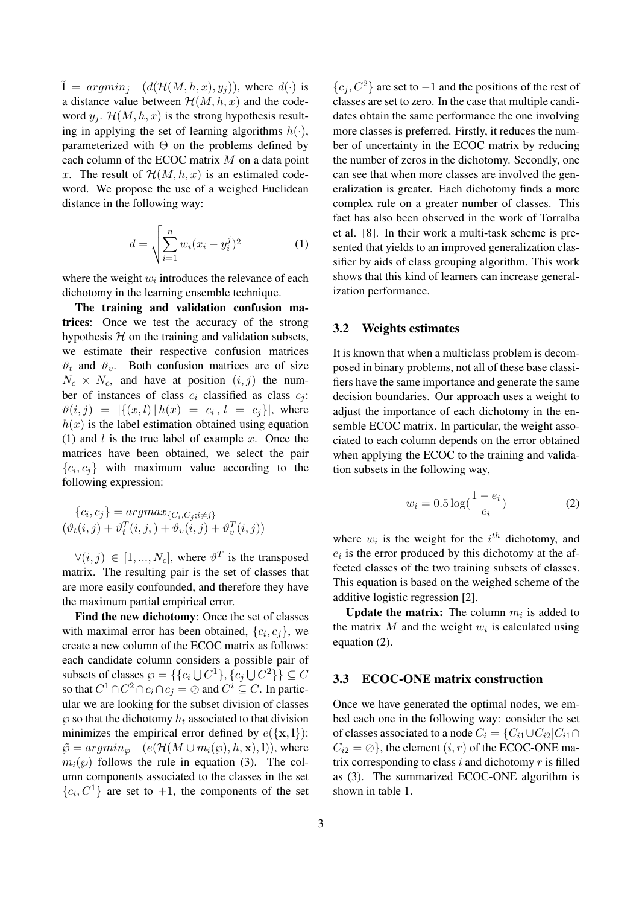$\tilde{\mathrm{l}} = argmin_j \quad (d(\mathcal{H}(M, h, x), y_j))$, where $d(\cdot)$ is a distance value between $\mathcal{H}(M, h, x)$ and the codeword $y_j$. $\mathcal{H}(M, h, x)$ is the strong hypothesis resulting in applying the set of learning algorithms $h(\cdot)$, parameterized with $\Theta$ on the problems defined by each column of the ECOC matrix $M$ on a data point $x$. The result of $\mathcal{H}(M, h, x)$ is an estimated codeword. We propose the use of a weighed Euclidean distance in the following way:

$$d = \sqrt{\sum_{i=1}^{n} w_i (x_i - y_i^j)^2} \tag{1}$$

where the weight $w_i$ introduces the relevance of each dichotomy in the learning ensemble technique.

**The training and validation confusion matrices**: Once we test the accuracy of the strong hypothesis $\mathcal{H}$ on the training and validation subsets, we estimate their respective confusion matrices $\vartheta_t$ and $\vartheta_v$. Both confusion matrices are of size $N_c \times N_c$, and have at position $(i, j)$ the number of instances of class $c_i$ classified as class $c_j$: $\vartheta(i, j) = |\{(x, l) \,|\, h(x) = c_i \,, l = c_j\}|$, where $h(x)$ is the label estimation obtained using equation (1) and $l$ is the true label of example $x$. Once the matrices have been obtained, we select the pair $\{c_i, c_j\}$ with maximum value according to the following expression:

$$\{c_i, c_j\} = argmax_{\{C_i, C_j; i \neq j\}}$$
$$(\vartheta_t(i, j) + \vartheta_t^T(i, j,) + \vartheta_v(i, j) + \vartheta_v^T(i, j))$$

$\forall (i, j) \in [1, ..., N_c]$, where $\vartheta^T$ is the transposed matrix. The resulting pair is the set of classes that are more easily confounded, and therefore they have the maximum partial empirical error.

**Find the new dichotomy**: Once the set of classes with maximal error has been obtained, $\{c_i, c_j\}$, we create a new column of the ECOC matrix as follows: each candidate column considers a possible pair of subsets of classes $\wp = \{\{c_i \bigcup C^1\}, \{c_j \bigcup C^2\}\} \subseteq C$ so that $C^1 \cap C^2 \cap c_i \cap c_j = \oslash$ and $C^i \subseteq C$. In particular we are looking for the subset division of classes $\wp$ so that the dichotomy $h_t$ associated to that division minimizes the empirical error defined by $e(\{\mathbf{x}, \mathbf{l}\})$: $\tilde{\wp} = argmin_{\wp} \quad (e(\mathcal{H}(M \cup m_i(\wp), h, \mathbf{x}), \mathbf{l}))$, where $m_i(\wp)$ follows the rule in equation (3). The column components associated to the classes in the set $\{c_i, C^1\}$ are set to $+1$, the components of the set $\{c_j, C^2\}$ are set to $-1$ and the positions of the rest of classes are set to zero. In the case that multiple candidates obtain the same performance the one involving more classes is preferred. Firstly, it reduces the number of uncertainty in the ECOC matrix by reducing the number of zeros in the dichotomy. Secondly, one can see that when more classes are involved the generalization is greater. Each dichotomy finds a more complex rule on a greater number of classes. This fact has also been observed in the work of Torralba et al. [8]. In their work a multi-task scheme is presented that yields to an improved generalization classifier by aids of class grouping algorithm. This work shows that this kind of learners can increase generalization performance.

### 3.2 Weights estimates

It is known that when a multiclass problem is decomposed in binary problems, not all of these base classifiers have the same importance and generate the same decision boundaries. Our approach uses a weight to adjust the importance of each dichotomy in the ensemble ECOC matrix. In particular, the weight associated to each column depends on the error obtained when applying the ECOC to the training and validation subsets in the following way,

$$w_i = 0.5 \log(\frac{1 - e_i}{e_i}) \tag{2}$$

where $w_i$ is the weight for the $i^{th}$ dichotomy, and $e_i$ is the error produced by this dichotomy at the affected classes of the two training subsets of classes. This equation is based on the weighed scheme of the additive logistic regression [2].

**Update the matrix:** The column $m_i$ is added to the matrix $M$ and the weight $w_i$ is calculated using equation (2).

### 3.3 ECOC-ONE matrix construction

Once we have generated the optimal nodes, we embed each one in the following way: consider the set of classes associated to a node $C_i = \{C_{i1} \cup C_{i2} | C_{i1} \cap C_{i2} = \oslash\}$, the element $(i, r)$ of the ECOC-ONE matrix corresponding to class $i$ and dichotomy $r$ is filled as (3). The summarized ECOC-ONE algorithm is shown in table 1.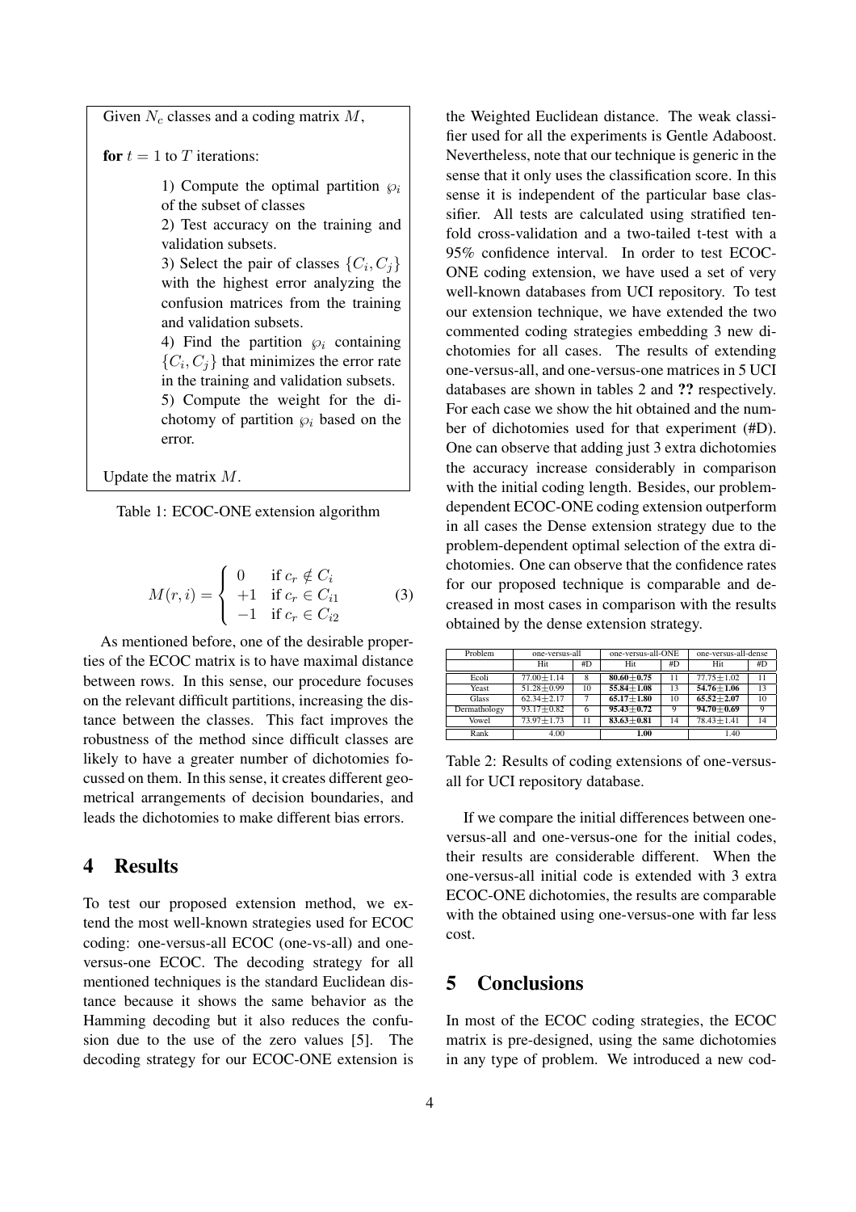Given $N_c$ classes and a coding matrix $M$,

**for** $t = 1$ to $T$ iterations:

1) Compute the optimal partition $\wp_i$ of the subset of classes
2) Test accuracy on the training and validation subsets.
3) Select the pair of classes $\{C_i, C_j\}$ with the highest error analyzing the confusion matrices from the training and validation subsets.
4) Find the partition $\wp_i$ containing $\{C_i, C_j\}$ that minimizes the error rate in the training and validation subsets.
5) Compute the weight for the dichotomy of partition $\wp_i$ based on the error.

Update the matrix $M$.

Table 1: ECOC-ONE extension algorithm

$$M(r,i) = \begin{cases} 0 & \text{if } c_r \notin C_i \\ +1 & \text{if } c_r \in C_{i1} \\ -1 & \text{if } c_r \in C_{i2} \end{cases} \qquad (3)$$

As mentioned before, one of the desirable properties of the ECOC matrix is to have maximal distance between rows. In this sense, our procedure focuses on the relevant difficult partitions, increasing the distance between the classes. This fact improves the robustness of the method since difficult classes are likely to have a greater number of dichotomies focussed on them. In this sense, it creates different geometrical arrangements of decision boundaries, and leads the dichotomies to make different bias errors.

## 4 Results

To test our proposed extension method, we extend the most well-known strategies used for ECOC coding: one-versus-all ECOC (one-vs-all) and one-versus-one ECOC. The decoding strategy for all mentioned techniques is the standard Euclidean distance because it shows the same behavior as the Hamming decoding but it also reduces the confusion due to the use of the zero values [5]. The decoding strategy for our ECOC-ONE extension is the Weighted Euclidean distance. The weak classifier used for all the experiments is Gentle Adaboost. Nevertheless, note that our technique is generic in the sense that it only uses the classification score. In this sense it is independent of the particular base classifier. All tests are calculated using stratified ten-fold cross-validation and a two-tailed t-test with a 95% confidence interval. In order to test ECOC-ONE coding extension, we have used a set of very well-known databases from UCI repository. To test our extension technique, we have extended the two commented coding strategies embedding 3 new dichotomies for all cases. The results of extending one-versus-all, and one-versus-one matrices in 5 UCI databases are shown in tables 2 and **??** respectively. For each case we show the hit obtained and the number of dichotomies used for that experiment (#D). One can observe that adding just 3 extra dichotomies the accuracy increase considerably in comparison with the initial coding length. Besides, our problem-dependent ECOC-ONE coding extension outperform in all cases the Dense extension strategy due to the problem-dependent optimal selection of the extra dichotomies. One can observe that the confidence rates for our proposed technique is comparable and decreased in most cases in comparison with the results obtained by the dense extension strategy.

| Problem | one-versus-all | | one-versus-all-ONE | | one-versus-all-dense | |
|---|---|---|---|---|---|---|
| | Hit | #D | Hit | #D | Hit | #D |
| Ecoli | 77.00±1.14 | 8 | **80.60±0.75** | 11 | 77.75±1.02 | 11 |
| Yeast | 51.28±0.99 | 10 | **55.84±1.08** | 13 | **54.76±1.06** | 13 |
| Glass | 62.34±2.17 | 7 | **65.17±1.80** | 10 | **65.52±2.07** | 10 |
| Dermathology | 93.17±0.82 | 6 | **95.43±0.72** | 9 | **94.70±0.69** | 9 |
| Vowel | 73.97±1.73 | 11 | **83.63±0.81** | 14 | 78.43±1.41 | 14 |
| Rank | 4.00 | | **1.00** | | 1.40 | |

Table 2: Results of coding extensions of one-versus-all for UCI repository database.

If we compare the initial differences between one-versus-all and one-versus-one for the initial codes, their results are considerable different. When the one-versus-all initial code is extended with 3 extra ECOC-ONE dichotomies, the results are comparable with the obtained using one-versus-one with far less cost.

## 5 Conclusions

In most of the ECOC coding strategies, the ECOC matrix is pre-designed, using the same dichotomies in any type of problem. We introduced a new cod-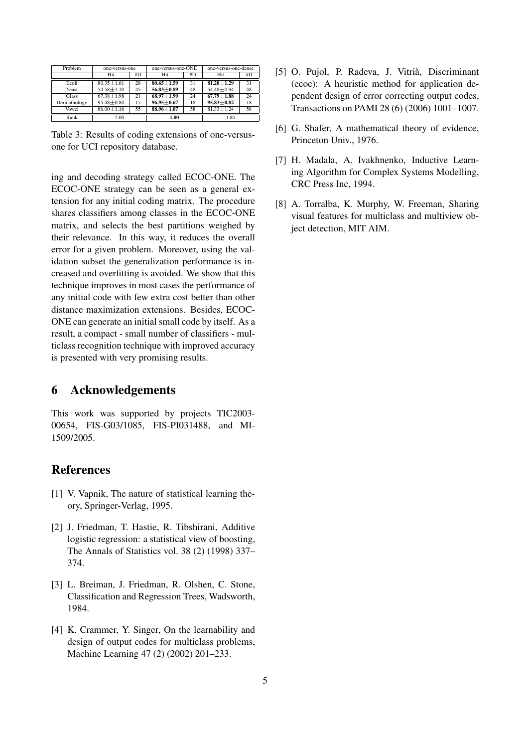| Problem | one-versus-one | | one-versus-one-ONE | | one-versus-one-dense | |
|---|---|---|---|---|---|---|
| | Hit | #D | Hit | #D | Hit | #D |
| Ecoli | 80.35±1.61 | 28 | **80.65±1.59** | 31 | **81.20±1.29** | 31 |
| Yeast | 54.58±1.10 | 45 | **56.83±0.89** | 48 | 54.48±0.94 | 48 |
| Glass | 67.38±1.98 | 21 | **68.97±1.99** | 24 | **67.79±1.88** | 24 |
| Dermathology | 95.48±0.80 | 15 | **96.95±0.67** | 18 | **95.83±0.82** | 18 |
| Vowel | 86.00±1.16 | 55 | **88.96±1.07** | 58 | 81.33±1.24 | 58 |
| Rank | 2.00 | | **1.00** | | 1.80 | |

Table 3: Results of coding extensions of one-versus-one for UCI repository database.

ing and decoding strategy called ECOC-ONE. The ECOC-ONE strategy can be seen as a general extension for any initial coding matrix. The procedure shares classifiers among classes in the ECOC-ONE matrix, and selects the best partitions weighed by their relevance. In this way, it reduces the overall error for a given problem. Moreover, using the validation subset the generalization performance is increased and overfitting is avoided. We show that this technique improves in most cases the performance of any initial code with few extra cost better than other distance maximization extensions. Besides, ECOC-ONE can generate an initial small code by itself. As a result, a compact - small number of classifiers - multiclass recognition technique with improved accuracy is presented with very promising results.

## 6 Acknowledgements

This work was supported by projects TIC2003-00654, FIS-G03/1085, FIS-PI031488, and MI-1509/2005.

## References

[1] V. Vapnik, The nature of statistical learning theory, Springer-Verlag, 1995.

[2] J. Friedman, T. Hastie, R. Tibshirani, Additive logistic regression: a statistical view of boosting, The Annals of Statistics vol. 38 (2) (1998) 337–374.

[3] L. Breiman, J. Friedman, R. Olshen, C. Stone, Classification and Regression Trees, Wadsworth, 1984.

[4] K. Crammer, Y. Singer, On the learnability and design of output codes for multiclass problems, Machine Learning 47 (2) (2002) 201–233.

[5] O. Pujol, P. Radeva, J. Vitrià, Discriminant (ecoc): A heuristic method for application dependent design of error correcting output codes, Transactions on PAMI 28 (6) (2006) 1001–1007.

[6] G. Shafer, A mathematical theory of evidence, Princeton Univ., 1976.

[7] H. Madala, A. Ivakhnenko, Inductive Learning Algorithm for Complex Systems Modelling, CRC Press Inc, 1994.

[8] A. Torralba, K. Murphy, W. Freeman, Sharing visual features for multiclass and multiview object detection, MIT AIM.